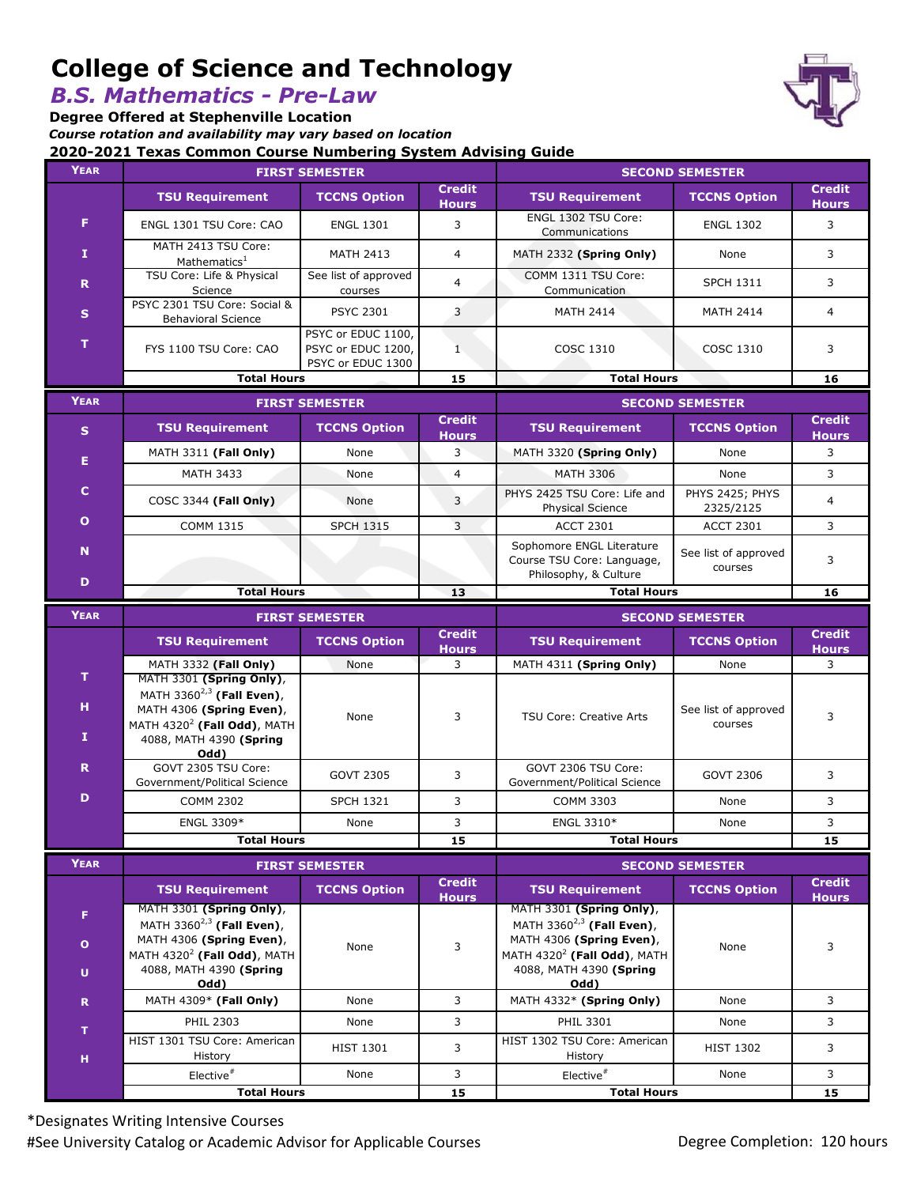# College of Science and Technology

## *B.S. Mathematics - Pre-Law*

**Degree Offered at Stephenville Location**

*Course rotation and availability may vary based on location*

**2020-2021 Texas Common Course Numbering System Advising Guide**

| Year | FIRST SEMESTER | | | SECOND SEMESTER | | |
|---|---|---|---|---|---|---|
| | TSU Requirement | TCCNS Option | Credit Hours | TSU Requirement | TCCNS Option | Credit Hours |
| FIRST | ENGL 1301 TSU Core: CAO | ENGL 1301 | 3 | ENGL 1302 TSU Core: Communications | ENGL 1302 | 3 |
| | MATH 2413 TSU Core: Mathematics[1] | MATH 2413 | 4 | MATH 2332 **(Spring Only)** | None | 3 |
| | TSU Core: Life & Physical Science | See list of approved courses | 4 | COMM 1311 TSU Core: Communication | SPCH 1311 | 3 |
| | PSYC 2301 TSU Core: Social & Behavioral Science | PSYC 2301 | 3 | MATH 2414 | MATH 2414 | 4 |
| | FYS 1100 TSU Core: CAO | PSYC or EDUC 1100, PSYC or EDUC 1200, PSYC or EDUC 1300 | 1 | COSC 1310 | COSC 1310 | 3 |
| | **Total Hours** | | **15** | **Total Hours** | | **16** |

| Year | FIRST SEMESTER | | | SECOND SEMESTER | | |
|---|---|---|---|---|---|---|
| | TSU Requirement | TCCNS Option | Credit Hours | TSU Requirement | TCCNS Option | Credit Hours |
| SECOND | MATH 3311 **(Fall Only)** | None | 3 | MATH 3320 **(Spring Only)** | None | 3 |
| | MATH 3433 | None | 4 | MATH 3306 | None | 3 |
| | COSC 3344 **(Fall Only)** | None | 3 | PHYS 2425 TSU Core: Life and Physical Science | PHYS 2425; PHYS 2325/2125 | 4 |
| | COMM 1315 | SPCH 1315 | 3 | ACCT 2301 | ACCT 2301 | 3 |
| | | | | Sophomore ENGL Literature Course TSU Core: Language, Philosophy, & Culture | See list of approved courses | 3 |
| | **Total Hours** | | **13** | **Total Hours** | | **16** |

| Year | FIRST SEMESTER | | | SECOND SEMESTER | | |
|---|---|---|---|---|---|---|
| | TSU Requirement | TCCNS Option | Credit Hours | TSU Requirement | TCCNS Option | Credit Hours |
| THIRD | MATH 3332 **(Fall Only)** | None | 3 | MATH 4311 **(Spring Only)** | None | 3 |
| | MATH 3301 **(Spring Only)**, MATH 3360[2,3] **(Fall Even)**, MATH 4306 **(Spring Even)**, MATH 4320[2] **(Fall Odd)**, MATH 4088, MATH 4390 **(Spring Odd)** | None | 3 | TSU Core: Creative Arts | See list of approved courses | 3 |
| | GOVT 2305 TSU Core: Government/Political Science | GOVT 2305 | 3 | GOVT 2306 TSU Core: Government/Political Science | GOVT 2306 | 3 |
| | COMM 2302 | SPCH 1321 | 3 | COMM 3303 | None | 3 |
| | ENGL 3309* | None | 3 | ENGL 3310* | None | 3 |
| | **Total Hours** | | **15** | **Total Hours** | | **15** |

| Year | FIRST SEMESTER | | | SECOND SEMESTER | | |
|---|---|---|---|---|---|---|
| | TSU Requirement | TCCNS Option | Credit Hours | TSU Requirement | TCCNS Option | Credit Hours |
| FOURTH | MATH 3301 **(Spring Only)**, MATH 3360[2,3] **(Fall Even)**, MATH 4306 **(Spring Even)**, MATH 4320[2] **(Fall Odd)**, MATH 4088, MATH 4390 **(Spring Odd)** | None | 3 | MATH 3301 **(Spring Only)**, MATH 3360[2,3] **(Fall Even)**, MATH 4306 **(Spring Even)**, MATH 4320[2] **(Fall Odd)**, MATH 4088, MATH 4390 **(Spring Odd)** | None | 3 |
| | MATH 4309* **(Fall Only)** | None | 3 | MATH 4332* **(Spring Only)** | None | 3 |
| | PHIL 2303 | None | 3 | PHIL 3301 | None | 3 |
| | HIST 1301 TSU Core: American History | HIST 1301 | 3 | HIST 1302 TSU Core: American History | HIST 1302 | 3 |
| | Elective# | None | 3 | Elective# | None | 3 |
| | **Total Hours** | | **15** | **Total Hours** | | **15** |

*Designates Writing Intensive Courses

#See University Catalog or Academic Advisor for Applicable Courses

Degree Completion: 120 hours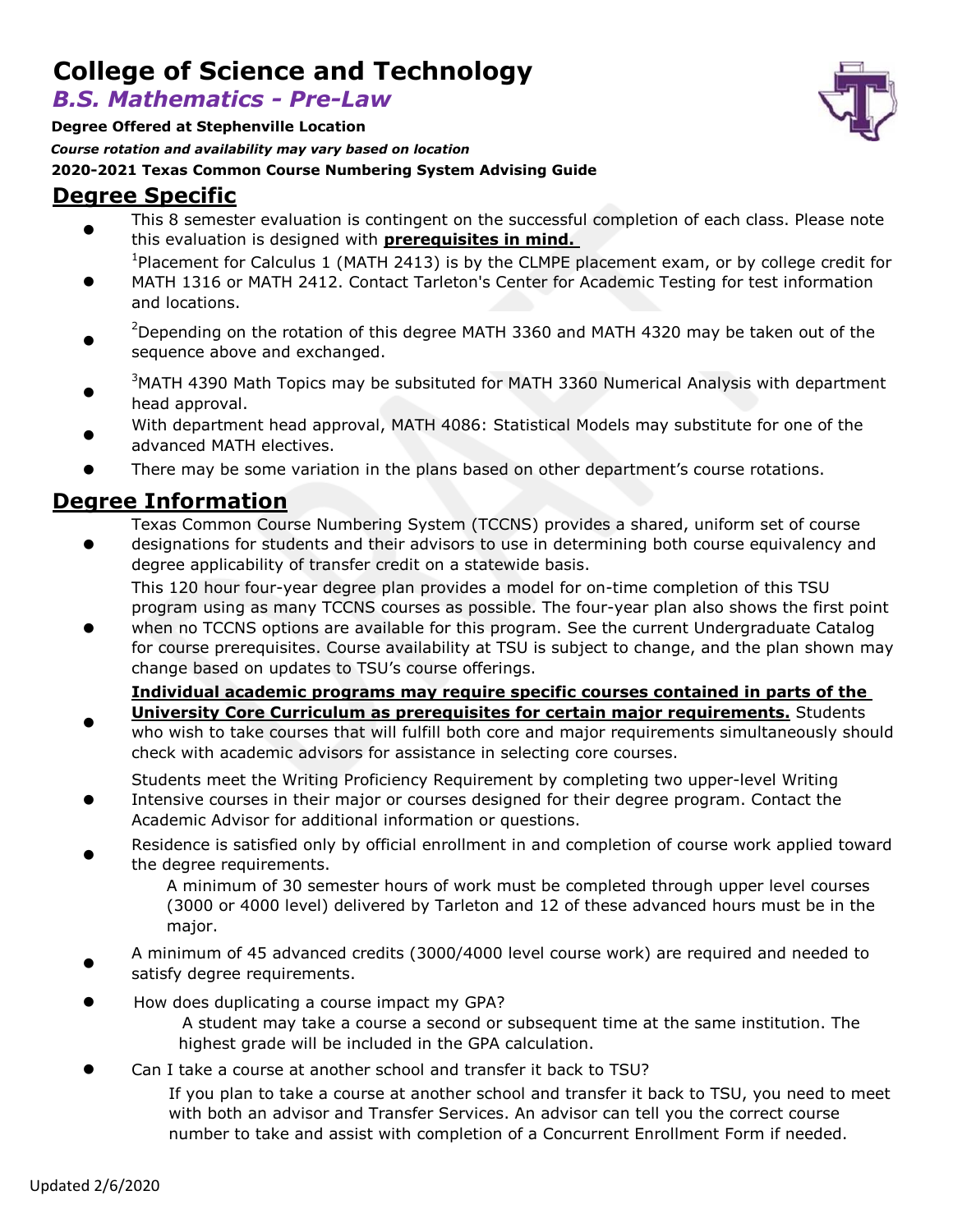# College of Science and Technology

## *B.S. Mathematics - Pre-Law*

**Degree Offered at Stephenville Location**

***Course rotation and availability may vary based on location***

**2020-2021 Texas Common Course Numbering System Advising Guide**

## Degree Specific

- This 8 semester evaluation is contingent on the successful completion of each class. Please note this evaluation is designed with **prerequisites in mind.**
- [1]Placement for Calculus 1 (MATH 2413) is by the CLMPE placement exam, or by college credit for MATH 1316 or MATH 2412. Contact Tarleton's Center for Academic Testing for test information and locations.
- [2]Depending on the rotation of this degree MATH 3360 and MATH 4320 may be taken out of the sequence above and exchanged.
- [3]MATH 4390 Math Topics may be subsituted for MATH 3360 Numerical Analysis with department head approval.
- With department head approval, MATH 4086: Statistical Models may substitute for one of the advanced MATH electives.
- There may be some variation in the plans based on other department's course rotations.

## Degree Information

- Texas Common Course Numbering System (TCCNS) provides a shared, uniform set of course designations for students and their advisors to use in determining both course equivalency and degree applicability of transfer credit on a statewide basis.
- This 120 hour four-year degree plan provides a model for on-time completion of this TSU program using as many TCCNS courses as possible. The four-year plan also shows the first point when no TCCNS options are available for this program. See the current Undergraduate Catalog for course prerequisites. Course availability at TSU is subject to change, and the plan shown may change based on updates to TSU's course offerings.
- **Individual academic programs may require specific courses contained in parts of the University Core Curriculum as prerequisites for certain major requirements.** Students who wish to take courses that will fulfill both core and major requirements simultaneously should check with academic advisors for assistance in selecting core courses.
- Students meet the Writing Proficiency Requirement by completing two upper-level Writing Intensive courses in their major or courses designed for their degree program. Contact the Academic Advisor for additional information or questions.
- Residence is satisfied only by official enrollment in and completion of course work applied toward the degree requirements.

  A minimum of 30 semester hours of work must be completed through upper level courses (3000 or 4000 level) delivered by Tarleton and 12 of these advanced hours must be in the major.
- A minimum of 45 advanced credits (3000/4000 level course work) are required and needed to satisfy degree requirements.
- How does duplicating a course impact my GPA?

  A student may take a course a second or subsequent time at the same institution. The highest grade will be included in the GPA calculation.
- Can I take a course at another school and transfer it back to TSU?

  If you plan to take a course at another school and transfer it back to TSU, you need to meet with both an advisor and Transfer Services. An advisor can tell you the correct course number to take and assist with completion of a Concurrent Enrollment Form if needed.

Updated 2/6/2020